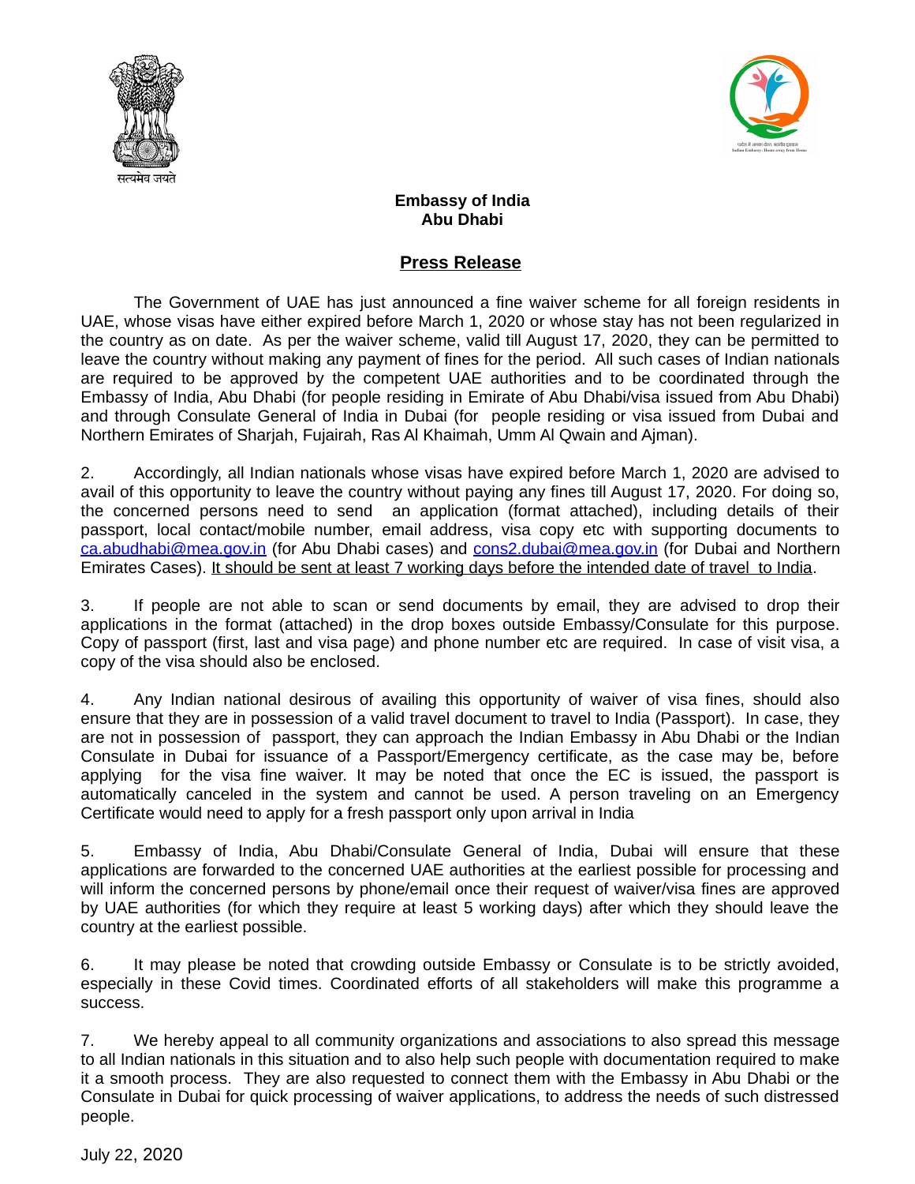सत्यमेव जयते

**Embassy of India**
**Abu Dhabi**

## Press Release

The Government of UAE has just announced a fine waiver scheme for all foreign residents in UAE, whose visas have either expired before March 1, 2020 or whose stay has not been regularized in the country as on date. As per the waiver scheme, valid till August 17, 2020, they can be permitted to leave the country without making any payment of fines for the period. All such cases of Indian nationals are required to be approved by the competent UAE authorities and to be coordinated through the Embassy of India, Abu Dhabi (for people residing in Emirate of Abu Dhabi/visa issued from Abu Dhabi) and through Consulate General of India in Dubai (for people residing or visa issued from Dubai and Northern Emirates of Sharjah, Fujairah, Ras Al Khaimah, Umm Al Qwain and Ajman).

2. Accordingly, all Indian nationals whose visas have expired before March 1, 2020 are advised to avail of this opportunity to leave the country without paying any fines till August 17, 2020. For doing so, the concerned persons need to send an application (format attached), including details of their passport, local contact/mobile number, email address, visa copy etc with supporting documents to ca.abudhabi@mea.gov.in (for Abu Dhabi cases) and cons2.dubai@mea.gov.in (for Dubai and Northern Emirates Cases). It should be sent at least 7 working days before the intended date of travel to India.

3. If people are not able to scan or send documents by email, they are advised to drop their applications in the format (attached) in the drop boxes outside Embassy/Consulate for this purpose. Copy of passport (first, last and visa page) and phone number etc are required. In case of visit visa, a copy of the visa should also be enclosed.

4. Any Indian national desirous of availing this opportunity of waiver of visa fines, should also ensure that they are in possession of a valid travel document to travel to India (Passport). In case, they are not in possession of passport, they can approach the Indian Embassy in Abu Dhabi or the Indian Consulate in Dubai for issuance of a Passport/Emergency certificate, as the case may be, before applying for the visa fine waiver. It may be noted that once the EC is issued, the passport is automatically canceled in the system and cannot be used. A person traveling on an Emergency Certificate would need to apply for a fresh passport only upon arrival in India

5. Embassy of India, Abu Dhabi/Consulate General of India, Dubai will ensure that these applications are forwarded to the concerned UAE authorities at the earliest possible for processing and will inform the concerned persons by phone/email once their request of waiver/visa fines are approved by UAE authorities (for which they require at least 5 working days) after which they should leave the country at the earliest possible.

6. It may please be noted that crowding outside Embassy or Consulate is to be strictly avoided, especially in these Covid times. Coordinated efforts of all stakeholders will make this programme a success.

7. We hereby appeal to all community organizations and associations to also spread this message to all Indian nationals in this situation and to also help such people with documentation required to make it a smooth process. They are also requested to connect them with the Embassy in Abu Dhabi or the Consulate in Dubai for quick processing of waiver applications, to address the needs of such distressed people.

July 22, 2020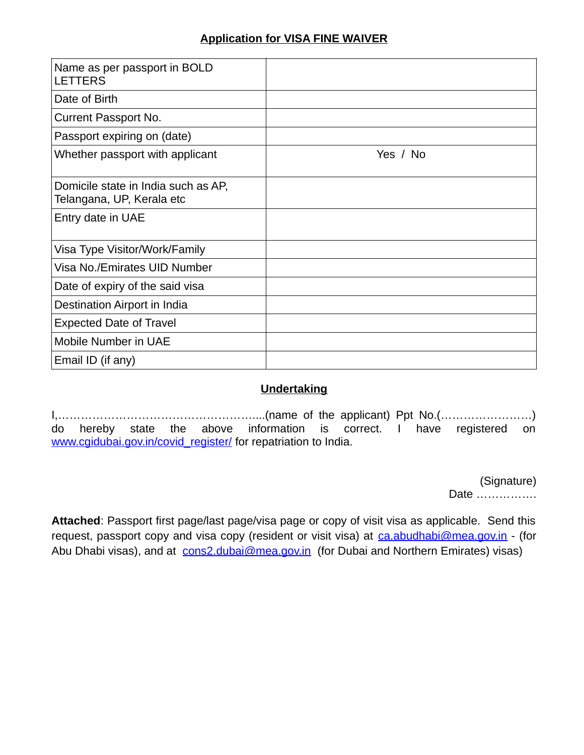# Application for VISA FINE WAIVER

| | |
|---|---|
| Name as per passport in BOLD LETTERS | |
| Date of Birth | |
| Current Passport No. | |
| Passport expiring on (date) | |
| Whether passport with applicant | Yes / No |
| Domicile state in India such as AP, Telangana, UP, Kerala etc | |
| Entry date in UAE | |
| Visa Type Visitor/Work/Family | |
| Visa No./Emirates UID Number | |
| Date of expiry of the said visa | |
| Destination Airport in India | |
| Expected Date of Travel | |
| Mobile Number in UAE | |
| Email ID (if any) | |

## Undertaking

I,………………………………………………....(name of the applicant) Ppt No.(……………………) do hereby state the above information is correct. I have registered on www.cgidubai.gov.in/covid_register/ for repatriation to India.

(Signature)
Date …………….

**Attached**: Passport first page/last page/visa page or copy of visit visa as applicable. Send this request, passport copy and visa copy (resident or visit visa) at ca.abudhabi@mea.gov.in - (for Abu Dhabi visas), and at cons2.dubai@mea.gov.in (for Dubai and Northern Emirates) visas)